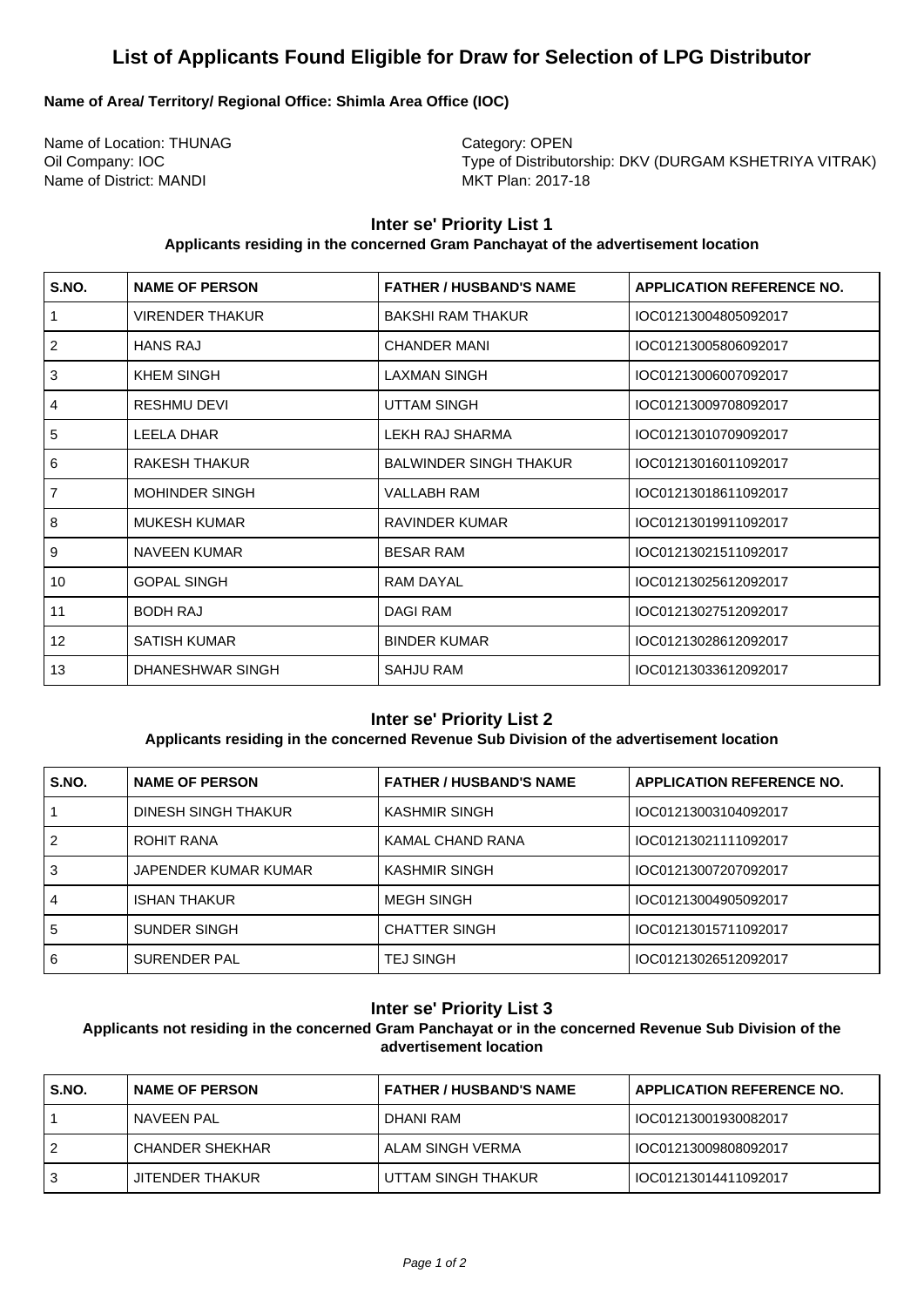# List of Applicants Found Eligible for Draw for Selection of LPG Distributor

**Name of Area/ Territory/ Regional Office: Shimla Area Office (IOC)**

Name of Location: THUNAG
Oil Company: IOC
Name of District: MANDI

Category: OPEN
Type of Distributorship: DKV (DURGAM KSHETRIYA VITRAK)
MKT Plan: 2017-18

## Inter se' Priority List 1

**Applicants residing in the concerned Gram Panchayat of the advertisement location**

| S.NO. | NAME OF PERSON | FATHER / HUSBAND'S NAME | APPLICATION REFERENCE NO. |
|---|---|---|---|
| 1 | VIRENDER THAKUR | BAKSHI RAM THAKUR | IOC01213004805092017 |
| 2 | HANS RAJ | CHANDER MANI | IOC01213005806092017 |
| 3 | KHEM SINGH | LAXMAN SINGH | IOC01213006007092017 |
| 4 | RESHMU DEVI | UTTAM SINGH | IOC01213009708092017 |
| 5 | LEELA DHAR | LEKH RAJ SHARMA | IOC01213010709092017 |
| 6 | RAKESH THAKUR | BALWINDER SINGH THAKUR | IOC01213016011092017 |
| 7 | MOHINDER SINGH | VALLABH RAM | IOC01213018611092017 |
| 8 | MUKESH KUMAR | RAVINDER KUMAR | IOC01213019911092017 |
| 9 | NAVEEN KUMAR | BESAR RAM | IOC01213021511092017 |
| 10 | GOPAL SINGH | RAM DAYAL | IOC01213025612092017 |
| 11 | BODH RAJ | DAGI RAM | IOC01213027512092017 |
| 12 | SATISH KUMAR | BINDER KUMAR | IOC01213028612092017 |
| 13 | DHANESHWAR SINGH | SAHJU RAM | IOC01213033612092017 |

## Inter se' Priority List 2

**Applicants residing in the concerned Revenue Sub Division of the advertisement location**

| S.NO. | NAME OF PERSON | FATHER / HUSBAND'S NAME | APPLICATION REFERENCE NO. |
|---|---|---|---|
| 1 | DINESH SINGH THAKUR | KASHMIR SINGH | IOC01213003104092017 |
| 2 | ROHIT RANA | KAMAL CHAND RANA | IOC01213021111092017 |
| 3 | JAPENDER KUMAR KUMAR | KASHMIR SINGH | IOC01213007207092017 |
| 4 | ISHAN THAKUR | MEGH SINGH | IOC01213004905092017 |
| 5 | SUNDER SINGH | CHATTER SINGH | IOC01213015711092017 |
| 6 | SURENDER PAL | TEJ SINGH | IOC01213026512092017 |

## Inter se' Priority List 3

**Applicants not residing in the concerned Gram Panchayat or in the concerned Revenue Sub Division of the advertisement location**

| S.NO. | NAME OF PERSON | FATHER / HUSBAND'S NAME | APPLICATION REFERENCE NO. |
|---|---|---|---|
| 1 | NAVEEN PAL | DHANI RAM | IOC01213001930082017 |
| 2 | CHANDER SHEKHAR | ALAM SINGH VERMA | IOC01213009808092017 |
| 3 | JITENDER THAKUR | UTTAM SINGH THAKUR | IOC01213014411092017 |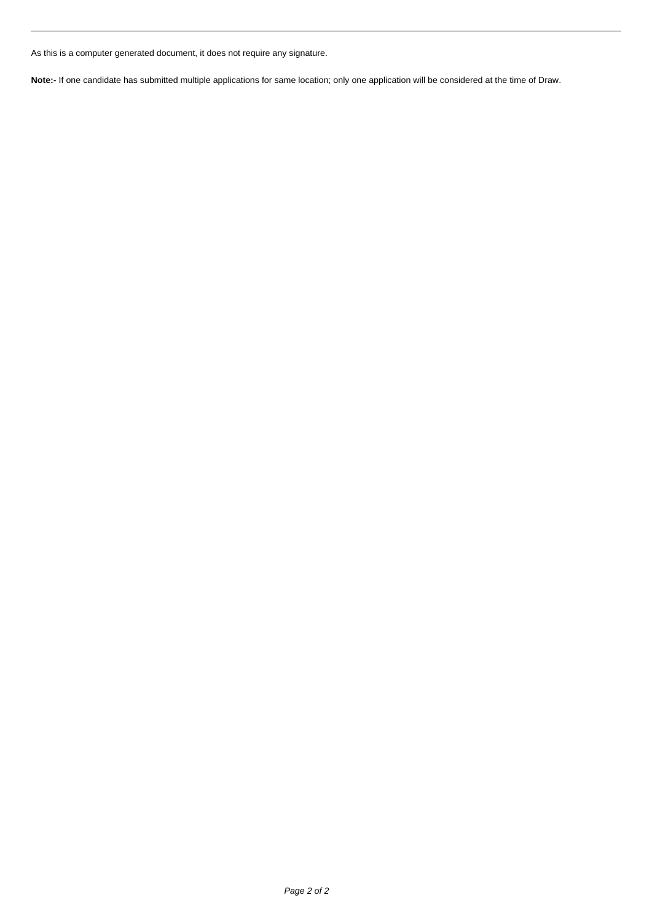---

As this is a computer generated document, it does not require any signature.

**Note:-** If one candidate has submitted multiple applications for same location; only one application will be considered at the time of Draw.